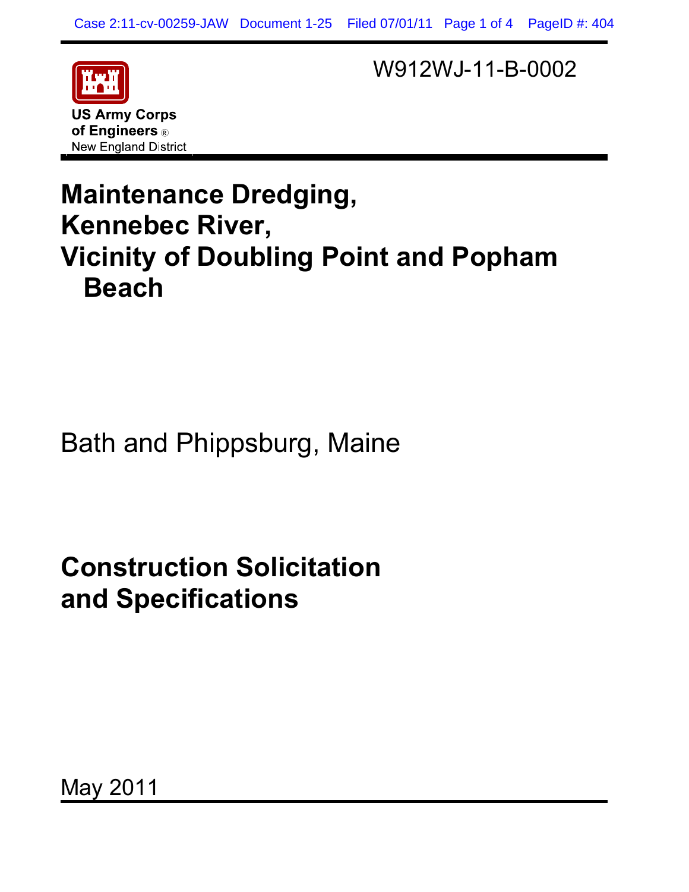W912WJ-11-B-0002

US Army Corps of Engineers®
New England District

# Maintenance Dredging, Kennebec River, Vicinity of Doubling Point and Popham Beach

Bath and Phippsburg, Maine

# Construction Solicitation and Specifications

May 2011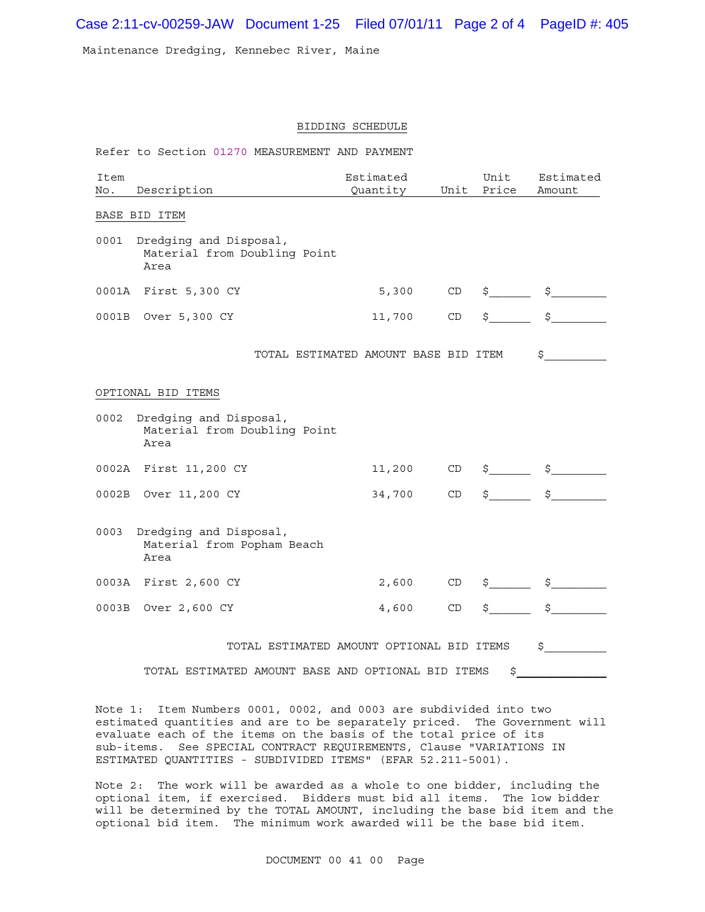Maintenance Dredging, Kennebec River, Maine

## BIDDING SCHEDULE

Refer to Section 01270 MEASUREMENT AND PAYMENT

| Item No. | Description | Estimated Quantity | Unit | Unit Price | Estimated Amount |
|---|---|---|---|---|---|
| **BASE BID ITEM** | | | | | |
| 0001 | Dredging and Disposal, Material from Doubling Point Area | | | | |
| 0001A | First 5,300 CY | 5,300 | CD | $______ | $________ |
| 0001B | Over 5,300 CY | 11,700 | CD | $______ | $________ |
| | TOTAL ESTIMATED AMOUNT BASE BID ITEM | | | | $_________ |
| **OPTIONAL BID ITEMS** | | | | | |
| 0002 | Dredging and Disposal, Material from Doubling Point Area | | | | |
| 0002A | First 11,200 CY | 11,200 | CD | $______ | $________ |
| 0002B | Over 11,200 CY | 34,700 | CD | $______ | $________ |
| 0003 | Dredging and Disposal, Material from Popham Beach Area | | | | |
| 0003A | First 2,600 CY | 2,600 | CD | $______ | $________ |
| 0003B | Over 2,600 CY | 4,600 | CD | $______ | $________ |
| | TOTAL ESTIMATED AMOUNT OPTIONAL BID ITEMS | | | | $_________ |
| | TOTAL ESTIMATED AMOUNT BASE AND OPTIONAL BID ITEMS | | | | $_____________ |

Note 1: Item Numbers 0001, 0002, and 0003 are subdivided into two estimated quantities and are to be separately priced. The Government will evaluate each of the items on the basis of the total price of its sub-items. See SPECIAL CONTRACT REQUIREMENTS, Clause "VARIATIONS IN ESTIMATED QUANTITIES - SUBDIVIDED ITEMS" (EFAR 52.211-5001).

Note 2: The work will be awarded as a whole to one bidder, including the optional item, if exercised. Bidders must bid all items. The low bidder will be determined by the TOTAL AMOUNT, including the base bid item and the optional bid item. The minimum work awarded will be the base bid item.

DOCUMENT 00 41 00 Page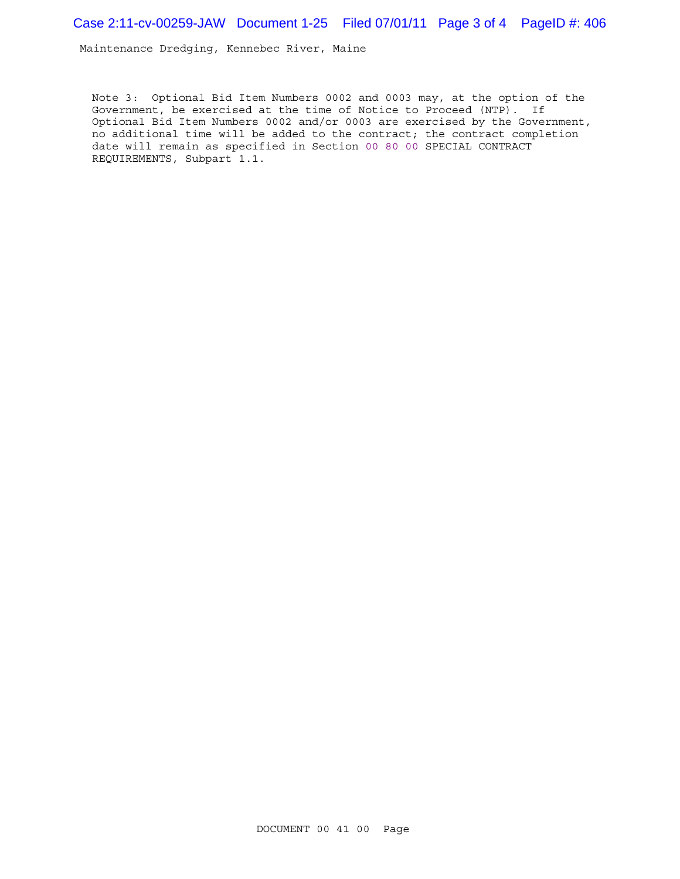Note 3: Optional Bid Item Numbers 0002 and 0003 may, at the option of the Government, be exercised at the time of Notice to Proceed (NTP). If Optional Bid Item Numbers 0002 and/or 0003 are exercised by the Government, no additional time will be added to the contract; the contract completion date will remain as specified in Section 00 80 00 SPECIAL CONTRACT REQUIREMENTS, Subpart 1.1.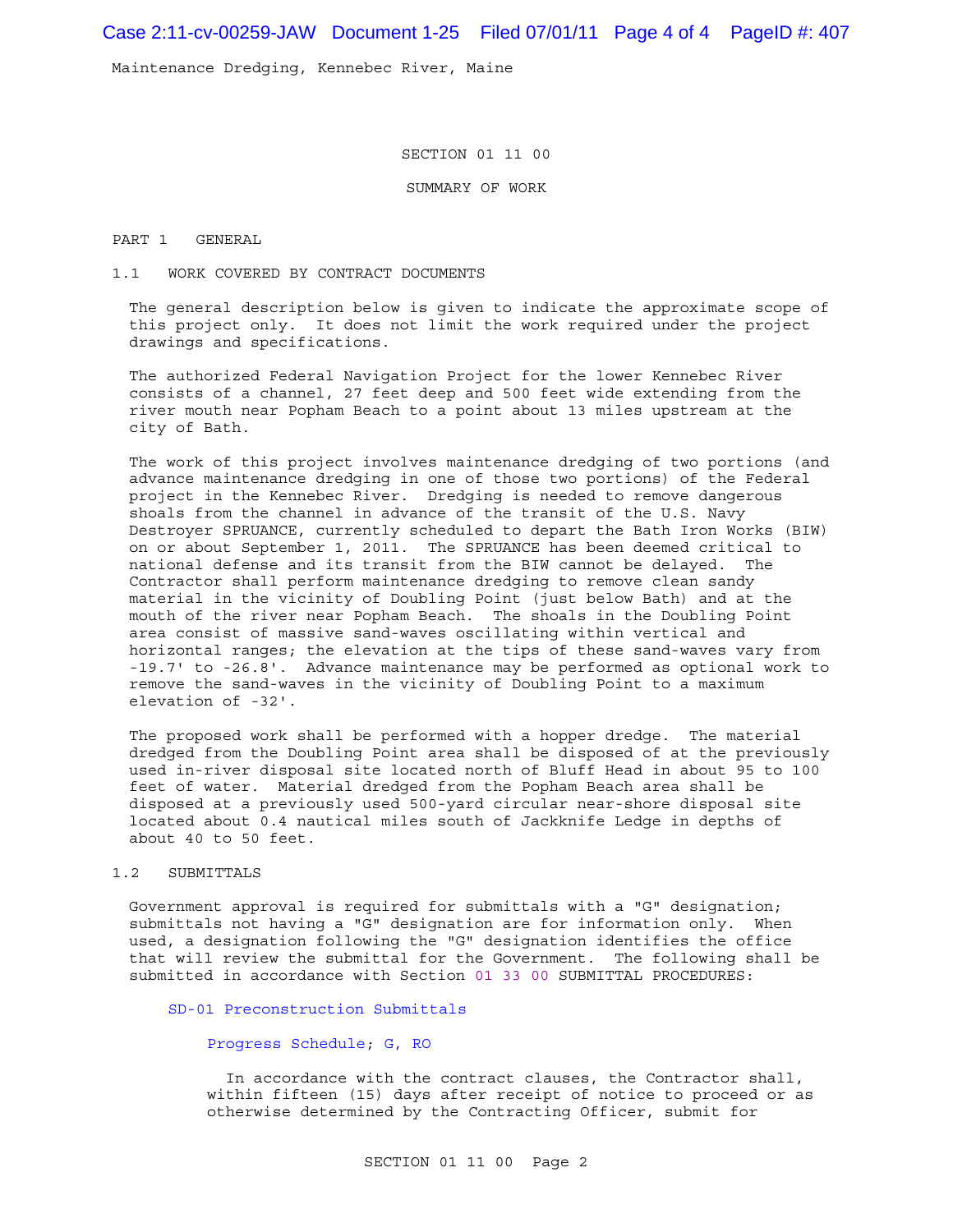Maintenance Dredging, Kennebec River, Maine

# SECTION 01 11 00

# SUMMARY OF WORK

## PART 1 GENERAL

### 1.1 WORK COVERED BY CONTRACT DOCUMENTS

The general description below is given to indicate the approximate scope of this project only. It does not limit the work required under the project drawings and specifications.

The authorized Federal Navigation Project for the lower Kennebec River consists of a channel, 27 feet deep and 500 feet wide extending from the river mouth near Popham Beach to a point about 13 miles upstream at the city of Bath.

The work of this project involves maintenance dredging of two portions (and advance maintenance dredging in one of those two portions) of the Federal project in the Kennebec River. Dredging is needed to remove dangerous shoals from the channel in advance of the transit of the U.S. Navy Destroyer SPRUANCE, currently scheduled to depart the Bath Iron Works (BIW) on or about September 1, 2011. The SPRUANCE has been deemed critical to national defense and its transit from the BIW cannot be delayed. The Contractor shall perform maintenance dredging to remove clean sandy material in the vicinity of Doubling Point (just below Bath) and at the mouth of the river near Popham Beach. The shoals in the Doubling Point area consist of massive sand-waves oscillating within vertical and horizontal ranges; the elevation at the tips of these sand-waves vary from -19.7' to -26.8'. Advance maintenance may be performed as optional work to remove the sand-waves in the vicinity of Doubling Point to a maximum elevation of -32'.

The proposed work shall be performed with a hopper dredge. The material dredged from the Doubling Point area shall be disposed of at the previously used in-river disposal site located north of Bluff Head in about 95 to 100 feet of water. Material dredged from the Popham Beach area shall be disposed at a previously used 500-yard circular near-shore disposal site located about 0.4 nautical miles south of Jackknife Ledge in depths of about 40 to 50 feet.

### 1.2 SUBMITTALS

Government approval is required for submittals with a "G" designation; submittals not having a "G" designation are for information only. When used, a designation following the "G" designation identifies the office that will review the submittal for the Government. The following shall be submitted in accordance with Section 01 33 00 SUBMITTAL PROCEDURES:

SD-01 Preconstruction Submittals

Progress Schedule; G, RO

In accordance with the contract clauses, the Contractor shall, within fifteen (15) days after receipt of notice to proceed or as otherwise determined by the Contracting Officer, submit for